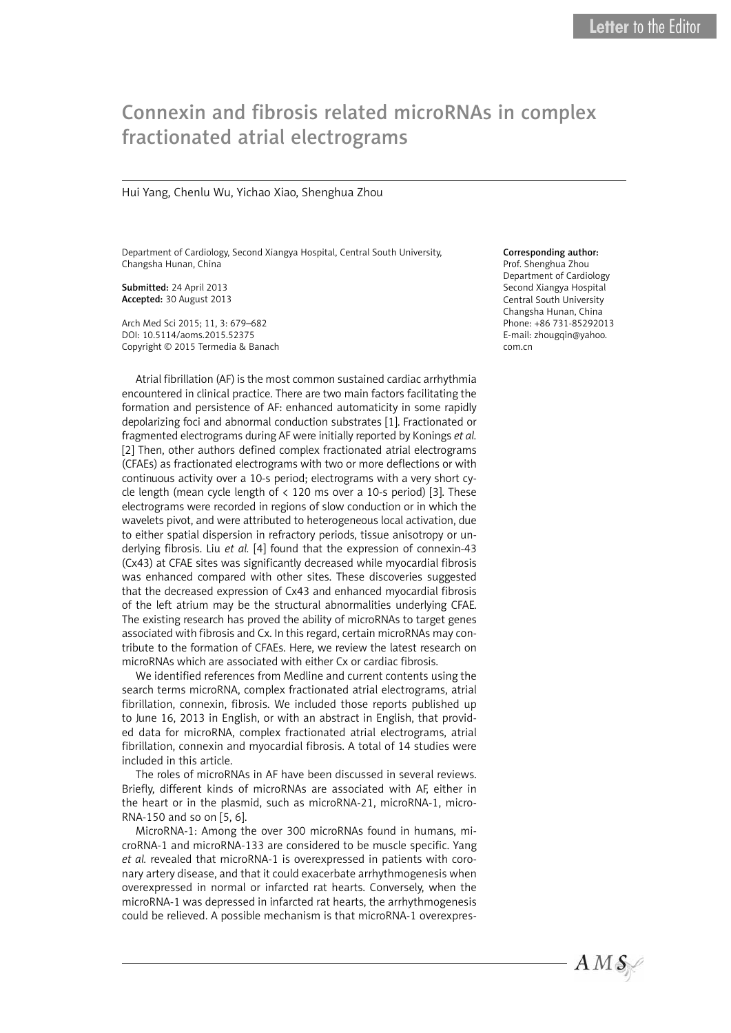Letter to the Editor

# Connexin and fibrosis related microRNAs in complex fractionated atrial electrograms

Hui Yang, Chenlu Wu, Yichao Xiao, Shenghua Zhou

Department of Cardiology, Second Xiangya Hospital, Central South University, Changsha Hunan, China

**Submitted:** 24 April 2013
**Accepted:** 30 August 2013

Arch Med Sci 2015; 11, 3: 679–682
DOI: 10.5114/aoms.2015.52375
Copyright © 2015 Termedia & Banach

**Corresponding author:**
Prof. Shenghua Zhou
Department of Cardiology
Second Xiangya Hospital
Central South University
Changsha Hunan, China
Phone: +86 731-85292013
E-mail: zhougqin@yahoo.com.cn

Atrial fibrillation (AF) is the most common sustained cardiac arrhythmia encountered in clinical practice. There are two main factors facilitating the formation and persistence of AF: enhanced automaticity in some rapidly depolarizing foci and abnormal conduction substrates [1]. Fractionated or fragmented electrograms during AF were initially reported by Konings *et al.* [2] Then, other authors defined complex fractionated atrial electrograms (CFAEs) as fractionated electrograms with two or more deflections or with continuous activity over a 10-s period; electrograms with a very short cycle length (mean cycle length of < 120 ms over a 10-s period) [3]. These electrograms were recorded in regions of slow conduction or in which the wavelets pivot, and were attributed to heterogeneous local activation, due to either spatial dispersion in refractory periods, tissue anisotropy or underlying fibrosis. Liu *et al.* [4] found that the expression of connexin-43 (Cx43) at CFAE sites was significantly decreased while myocardial fibrosis was enhanced compared with other sites. These discoveries suggested that the decreased expression of Cx43 and enhanced myocardial fibrosis of the left atrium may be the structural abnormalities underlying CFAE. The existing research has proved the ability of microRNAs to target genes associated with fibrosis and Cx. In this regard, certain microRNAs may contribute to the formation of CFAEs. Here, we review the latest research on microRNAs which are associated with either Cx or cardiac fibrosis.

We identified references from Medline and current contents using the search terms microRNA, complex fractionated atrial electrograms, atrial fibrillation, connexin, fibrosis. We included those reports published up to June 16, 2013 in English, or with an abstract in English, that provided data for microRNA, complex fractionated atrial electrograms, atrial fibrillation, connexin and myocardial fibrosis. A total of 14 studies were included in this article.

The roles of microRNAs in AF have been discussed in several reviews. Briefly, different kinds of microRNAs are associated with AF, either in the heart or in the plasmid, such as microRNA-21, microRNA-1, microRNA-150 and so on [5, 6].

MicroRNA-1: Among the over 300 microRNAs found in humans, microRNA-1 and microRNA-133 are considered to be muscle specific. Yang *et al.* revealed that microRNA-1 is overexpressed in patients with coronary artery disease, and that it could exacerbate arrhythmogenesis when overexpressed in normal or infarcted rat hearts. Conversely, when the microRNA-1 was depressed in infarcted rat hearts, the arrhythmogenesis could be relieved. A possible mechanism is that microRNA-1 overexpres-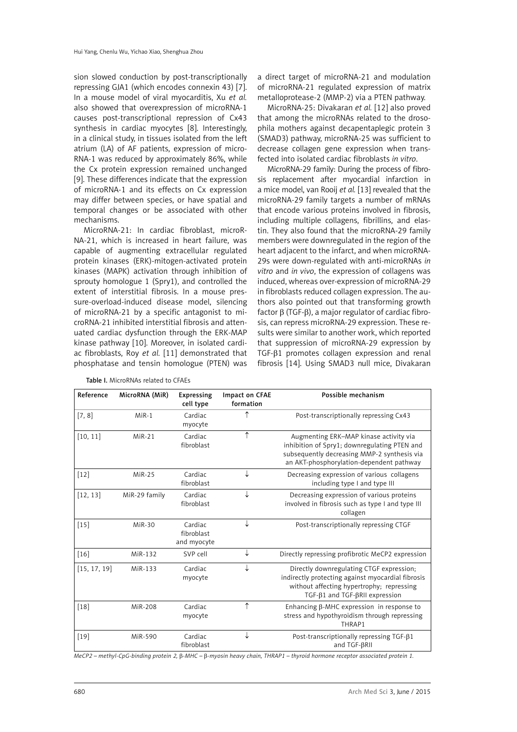sion slowed conduction by post-transcriptionally repressing GJA1 (which encodes connexin 43) [7]. In a mouse model of viral myocarditis, Xu *et al.* also showed that overexpression of microRNA-1 causes post-transcriptional repression of Cx43 synthesis in cardiac myocytes [8]. Interestingly, in a clinical study, in tissues isolated from the left atrium (LA) of AF patients, expression of microRNA-1 was reduced by approximately 86%, while the Cx protein expression remained unchanged [9]. These differences indicate that the expression of microRNA-1 and its effects on Cx expression may differ between species, or have spatial and temporal changes or be associated with other mechanisms.

MicroRNA-21: In cardiac fibroblast, microRNA-21, which is increased in heart failure, was capable of augmenting extracellular regulated protein kinases (ERK)-mitogen-activated protein kinases (MAPK) activation through inhibition of sprouty homologue 1 (Spry1), and controlled the extent of interstitial fibrosis. In a mouse pressure-overload-induced disease model, silencing of microRNA-21 by a specific antagonist to microRNA-21 inhibited interstitial fibrosis and attenuated cardiac dysfunction through the ERK-MAP kinase pathway [10]. Moreover, in isolated cardiac fibroblasts, Roy *et al.* [11] demonstrated that phosphatase and tensin homologue (PTEN) was a direct target of microRNA-21 and modulation of microRNA-21 regulated expression of matrix metalloprotease-2 (MMP-2) via a PTEN pathway.

MicroRNA-25: Divakaran *et al.* [12] also proved that among the microRNAs related to the drosophila mothers against decapentaplegic protein 3 (SMAD3) pathway, microRNA-25 was sufficient to decrease collagen gene expression when transfected into isolated cardiac fibroblasts *in vitro*.

MicroRNA-29 family: During the process of fibrosis replacement after myocardial infarction in a mice model, van Rooij *et al.* [13] revealed that the microRNA-29 family targets a number of mRNAs that encode various proteins involved in fibrosis, including multiple collagens, fibrillins, and elastin. They also found that the microRNA-29 family members were downregulated in the region of the heart adjacent to the infarct, and when microRNA-29s were down-regulated with anti-microRNAs *in vitro* and *in vivo*, the expression of collagens was induced, whereas over-expression of microRNA-29 in fibroblasts reduced collagen expression. The authors also pointed out that transforming growth factor β (TGF-β), a major regulator of cardiac fibrosis, can repress microRNA-29 expression. These results were similar to another work, which reported that suppression of microRNA-29 expression by TGF-β1 promotes collagen expression and renal fibrosis [14]. Using SMAD3 null mice, Divakaran

**Table I.** MicroRNAs related to CFAEs

| Reference | MicroRNA (MiR) | Expressing cell type | Impact on CFAE formation | Possible mechanism |
|---|---|---|---|---|
| [7, 8] | MiR-1 | Cardiac myocyte | ↑ | Post-transcriptionally repressing Cx43 |
| [10, 11] | MiR-21 | Cardiac fibroblast | ↑ | Augmenting ERK–MAP kinase activity via inhibition of Spry1; downregulating PTEN and subsequently decreasing MMP-2 synthesis via an AKT-phosphorylation-dependent pathway |
| [12] | MiR-25 | Cardiac fibroblast | ↓ | Decreasing expression of various collagens including type I and type III |
| [12, 13] | MiR-29 family | Cardiac fibroblast | ↓ | Decreasing expression of various proteins involved in fibrosis such as type I and type III collagen |
| [15] | MiR-30 | Cardiac fibroblast and myocyte | ↓ | Post-transcriptionally repressing CTGF |
| [16] | MiR-132 | SVP cell | ↓ | Directly repressing profibrotic MeCP2 expression |
| [15, 17, 19] | MiR-133 | Cardiac myocyte | ↓ | Directly downregulating CTGF expression; indirectly protecting against myocardial fibrosis without affecting hypertrophy; repressing TGF-β1 and TGF-βRII expression |
| [18] | MiR-208 | Cardiac myocyte | ↑ | Enhancing β-MHC expression in response to stress and hypothyroidism through repressing THRAP1 |
| [19] | MiR-590 | Cardiac fibroblast | ↓ | Post-transcriptionally repressing TGF-β1 and TGF-βRII |

*MeCP2 – methyl-CpG-binding protein 2, β-MHC – β-myosin heavy chain, THRAP1 – thyroid hormone receptor associated protein 1.*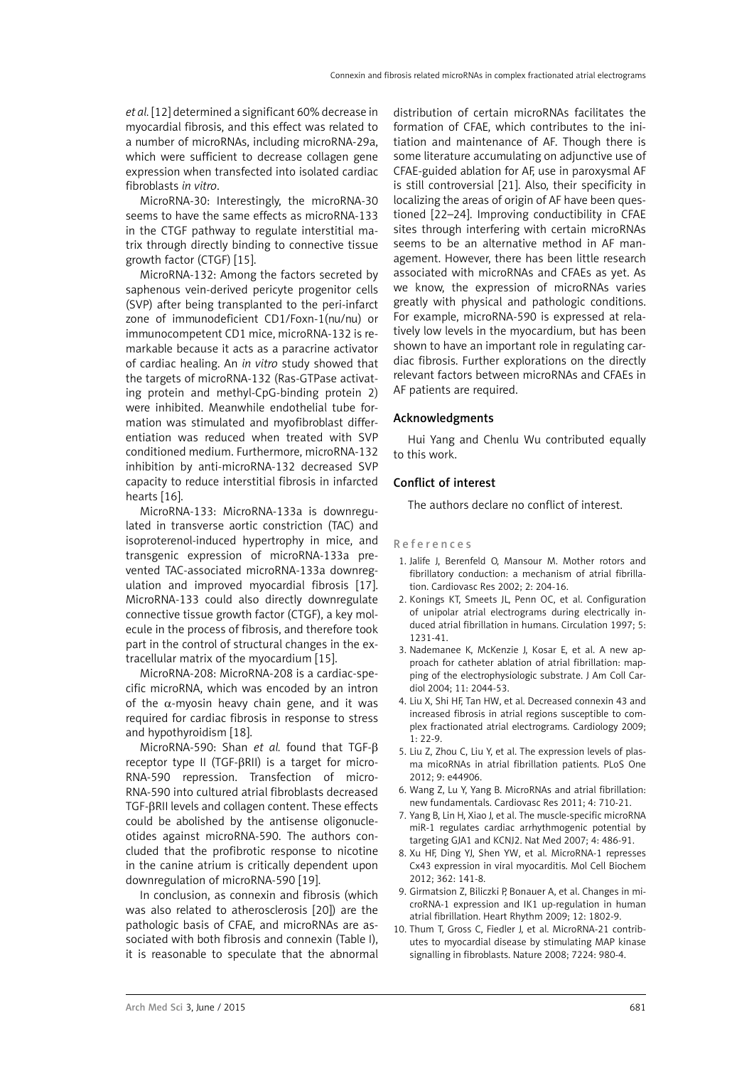*et al.* [12] determined a significant 60% decrease in myocardial fibrosis, and this effect was related to a number of microRNAs, including microRNA-29a, which were sufficient to decrease collagen gene expression when transfected into isolated cardiac fibroblasts *in vitro*.

MicroRNA-30: Interestingly, the microRNA-30 seems to have the same effects as microRNA-133 in the CTGF pathway to regulate interstitial matrix through directly binding to connective tissue growth factor (CTGF) [15].

MicroRNA-132: Among the factors secreted by saphenous vein-derived pericyte progenitor cells (SVP) after being transplanted to the peri-infarct zone of immunodeficient CD1/Foxn-1(nu/nu) or immunocompetent CD1 mice, microRNA-132 is remarkable because it acts as a paracrine activator of cardiac healing. An *in vitro* study showed that the targets of microRNA-132 (Ras-GTPase activating protein and methyl-CpG-binding protein 2) were inhibited. Meanwhile endothelial tube formation was stimulated and myofibroblast differentiation was reduced when treated with SVP conditioned medium. Furthermore, microRNA-132 inhibition by anti-microRNA-132 decreased SVP capacity to reduce interstitial fibrosis in infarcted hearts [16].

MicroRNA-133: MicroRNA-133a is downregulated in transverse aortic constriction (TAC) and isoproterenol-induced hypertrophy in mice, and transgenic expression of microRNA-133a prevented TAC-associated microRNA-133a downregulation and improved myocardial fibrosis [17]. MicroRNA-133 could also directly downregulate connective tissue growth factor (CTGF), a key molecule in the process of fibrosis, and therefore took part in the control of structural changes in the extracellular matrix of the myocardium [15].

MicroRNA-208: MicroRNA-208 is a cardiac-specific microRNA, which was encoded by an intron of the $\alpha$-myosin heavy chain gene, and it was required for cardiac fibrosis in response to stress and hypothyroidism [18].

MicroRNA-590: Shan *et al.* found that TGF-$\beta$ receptor type II (TGF-$\beta$RII) is a target for microRNA-590 repression. Transfection of microRNA-590 into cultured atrial fibroblasts decreased TGF-$\beta$RII levels and collagen content. These effects could be abolished by the antisense oligonucleotides against microRNA-590. The authors concluded that the profibrotic response to nicotine in the canine atrium is critically dependent upon downregulation of microRNA-590 [19].

In conclusion, as connexin and fibrosis (which was also related to atherosclerosis [20]) are the pathologic basis of CFAE, and microRNAs are associated with both fibrosis and connexin (Table I), it is reasonable to speculate that the abnormal distribution of certain microRNAs facilitates the formation of CFAE, which contributes to the initiation and maintenance of AF. Though there is some literature accumulating on adjunctive use of CFAE-guided ablation for AF, use in paroxysmal AF is still controversial [21]. Also, their specificity in localizing the areas of origin of AF have been questioned [22–24]. Improving conductibility in CFAE sites through interfering with certain microRNAs seems to be an alternative method in AF management. However, there has been little research associated with microRNAs and CFAEs as yet. As we know, the expression of microRNAs varies greatly with physical and pathologic conditions. For example, microRNA-590 is expressed at relatively low levels in the myocardium, but has been shown to have an important role in regulating cardiac fibrosis. Further explorations on the directly relevant factors between microRNAs and CFAEs in AF patients are required.

## Acknowledgments

Hui Yang and Chenlu Wu contributed equally to this work.

## Conflict of interest

The authors declare no conflict of interest.

## References

1. Jalife J, Berenfeld O, Mansour M. Mother rotors and fibrillatory conduction: a mechanism of atrial fibrillation. Cardiovasc Res 2002; 2: 204-16.
2. Konings KT, Smeets JL, Penn OC, et al. Configuration of unipolar atrial electrograms during electrically induced atrial fibrillation in humans. Circulation 1997; 5: 1231-41.
3. Nademanee K, McKenzie J, Kosar E, et al. A new approach for catheter ablation of atrial fibrillation: mapping of the electrophysiologic substrate. J Am Coll Cardiol 2004; 11: 2044-53.
4. Liu X, Shi HF, Tan HW, et al. Decreased connexin 43 and increased fibrosis in atrial regions susceptible to complex fractionated atrial electrograms. Cardiology 2009; 1: 22-9.
5. Liu Z, Zhou C, Liu Y, et al. The expression levels of plasma micoRNAs in atrial fibrillation patients. PLoS One 2012; 9: e44906.
6. Wang Z, Lu Y, Yang B. MicroRNAs and atrial fibrillation: new fundamentals. Cardiovasc Res 2011; 4: 710-21.
7. Yang B, Lin H, Xiao J, et al. The muscle-specific microRNA miR-1 regulates cardiac arrhythmogenic potential by targeting GJA1 and KCNJ2. Nat Med 2007; 4: 486-91.
8. Xu HF, Ding YJ, Shen YW, et al. MicroRNA-1 represses Cx43 expression in viral myocarditis. Mol Cell Biochem 2012; 362: 141-8.
9. Girmatsion Z, Biliczki P, Bonauer A, et al. Changes in microRNA-1 expression and IK1 up-regulation in human atrial fibrillation. Heart Rhythm 2009; 12: 1802-9.
10. Thum T, Gross C, Fiedler J, et al. MicroRNA-21 contributes to myocardial disease by stimulating MAP kinase signalling in fibroblasts. Nature 2008; 7224: 980-4.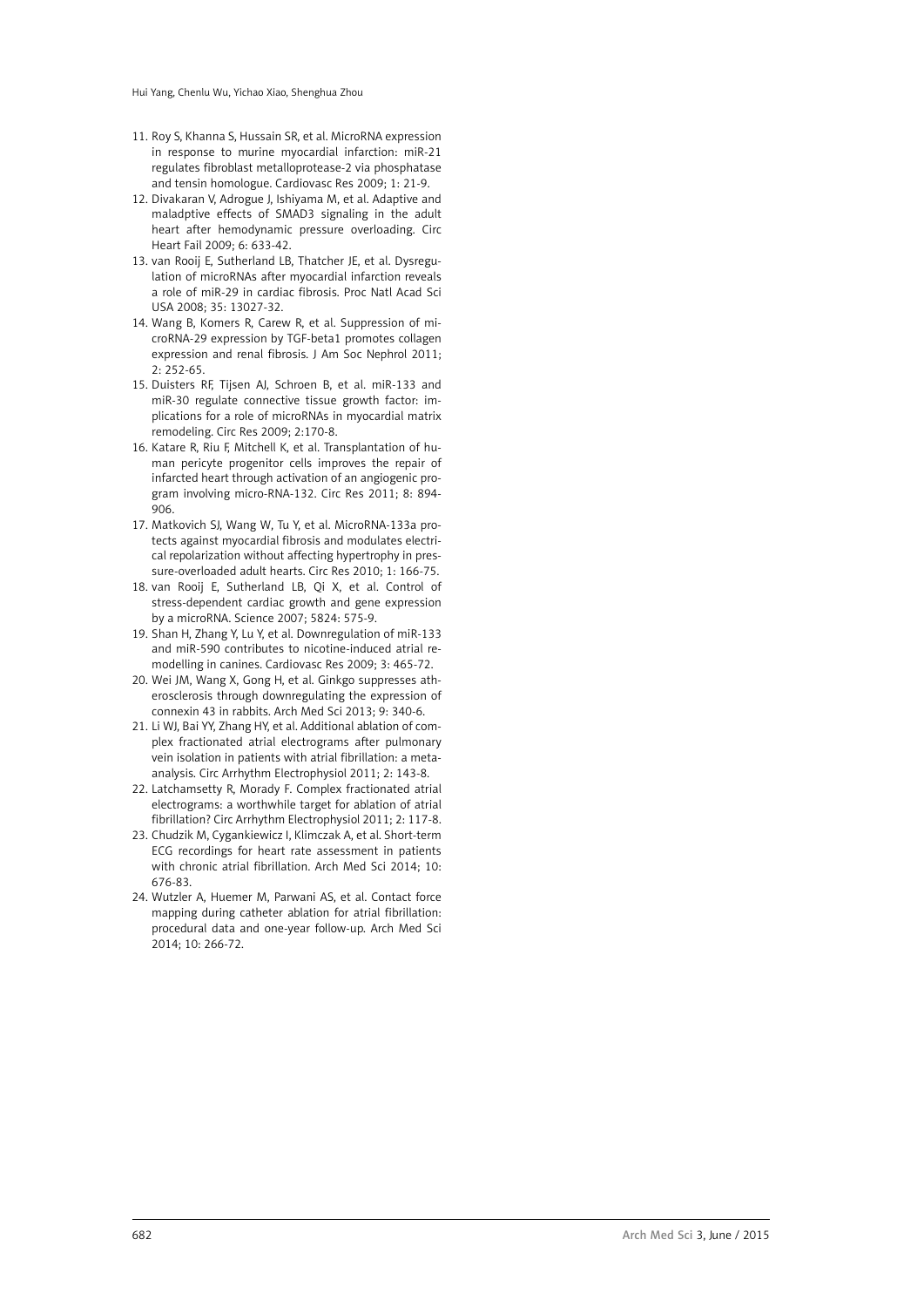11. Roy S, Khanna S, Hussain SR, et al. MicroRNA expression in response to murine myocardial infarction: miR-21 regulates fibroblast metalloprotease-2 via phosphatase and tensin homologue. Cardiovasc Res 2009; 1: 21-9.
12. Divakaran V, Adrogue J, Ishiyama M, et al. Adaptive and maladptive effects of SMAD3 signaling in the adult heart after hemodynamic pressure overloading. Circ Heart Fail 2009; 6: 633-42.
13. van Rooij E, Sutherland LB, Thatcher JE, et al. Dysregulation of microRNAs after myocardial infarction reveals a role of miR-29 in cardiac fibrosis. Proc Natl Acad Sci USA 2008; 35: 13027-32.
14. Wang B, Komers R, Carew R, et al. Suppression of microRNA-29 expression by TGF-beta1 promotes collagen expression and renal fibrosis. J Am Soc Nephrol 2011; 2: 252-65.
15. Duisters RF, Tijsen AJ, Schroen B, et al. miR-133 and miR-30 regulate connective tissue growth factor: implications for a role of microRNAs in myocardial matrix remodeling. Circ Res 2009; 2:170-8.
16. Katare R, Riu F, Mitchell K, et al. Transplantation of human pericyte progenitor cells improves the repair of infarcted heart through activation of an angiogenic program involving micro-RNA-132. Circ Res 2011; 8: 894-906.
17. Matkovich SJ, Wang W, Tu Y, et al. MicroRNA-133a protects against myocardial fibrosis and modulates electrical repolarization without affecting hypertrophy in pressure-overloaded adult hearts. Circ Res 2010; 1: 166-75.
18. van Rooij E, Sutherland LB, Qi X, et al. Control of stress-dependent cardiac growth and gene expression by a microRNA. Science 2007; 5824: 575-9.
19. Shan H, Zhang Y, Lu Y, et al. Downregulation of miR-133 and miR-590 contributes to nicotine-induced atrial remodelling in canines. Cardiovasc Res 2009; 3: 465-72.
20. Wei JM, Wang X, Gong H, et al. Ginkgo suppresses atherosclerosis through downregulating the expression of connexin 43 in rabbits. Arch Med Sci 2013; 9: 340-6.
21. Li WJ, Bai YY, Zhang HY, et al. Additional ablation of complex fractionated atrial electrograms after pulmonary vein isolation in patients with atrial fibrillation: a meta-analysis. Circ Arrhythm Electrophysiol 2011; 2: 143-8.
22. Latchamsetty R, Morady F. Complex fractionated atrial electrograms: a worthwhile target for ablation of atrial fibrillation? Circ Arrhythm Electrophysiol 2011; 2: 117-8.
23. Chudzik M, Cygankiewicz I, Klimczak A, et al. Short-term ECG recordings for heart rate assessment in patients with chronic atrial fibrillation. Arch Med Sci 2014; 10: 676-83.
24. Wutzler A, Huemer M, Parwani AS, et al. Contact force mapping during catheter ablation for atrial fibrillation: procedural data and one-year follow-up. Arch Med Sci 2014; 10: 266-72.